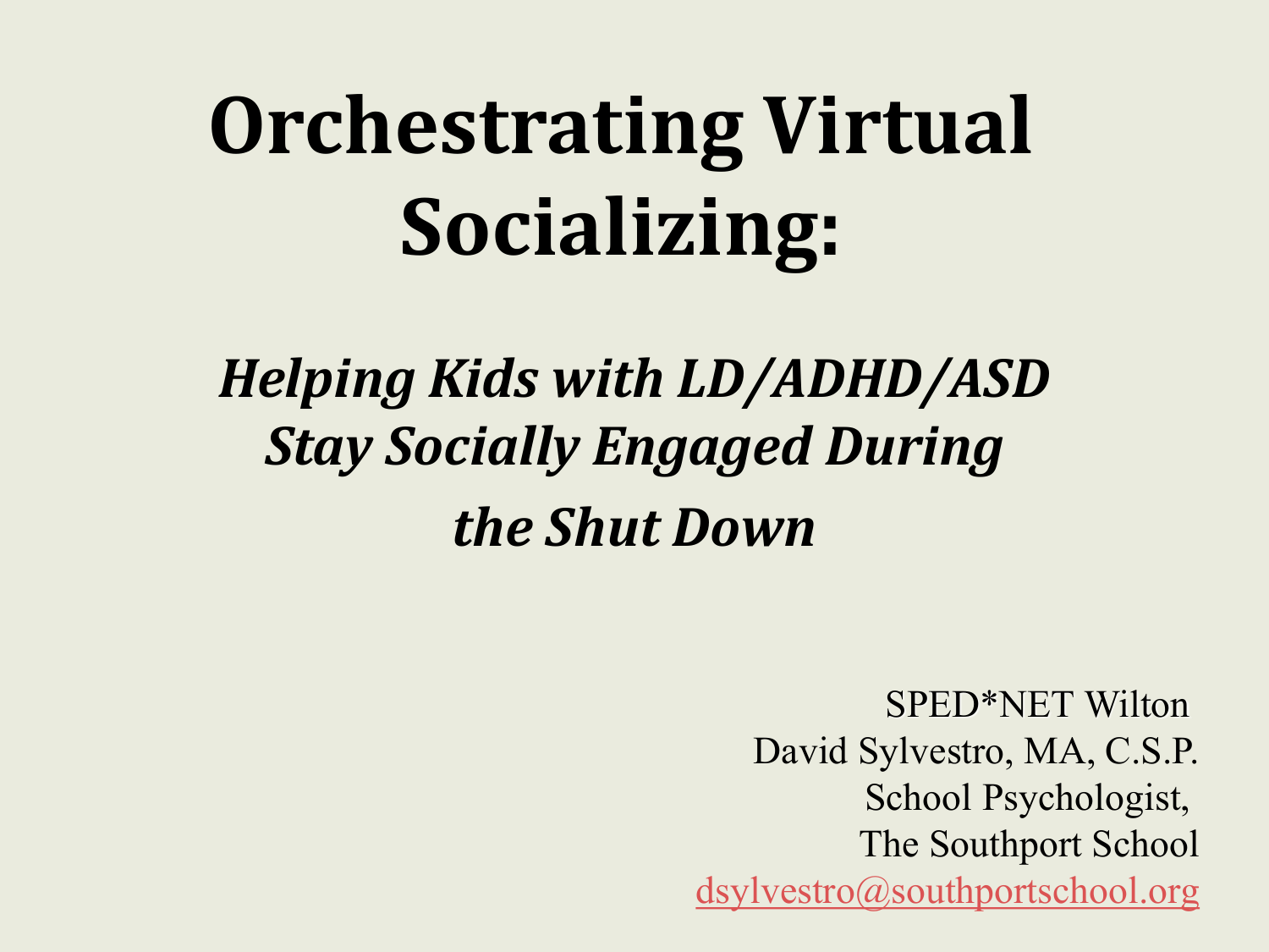# Orchestrating Virtual Socializing:

## *Helping Kids with LD/ADHD/ASD Stay Socially Engaged During the Shut Down*

SPED*NET Wilton
David Sylvestro, MA, C.S.P.
School Psychologist,
The Southport School
dsylvestro@southportschool.org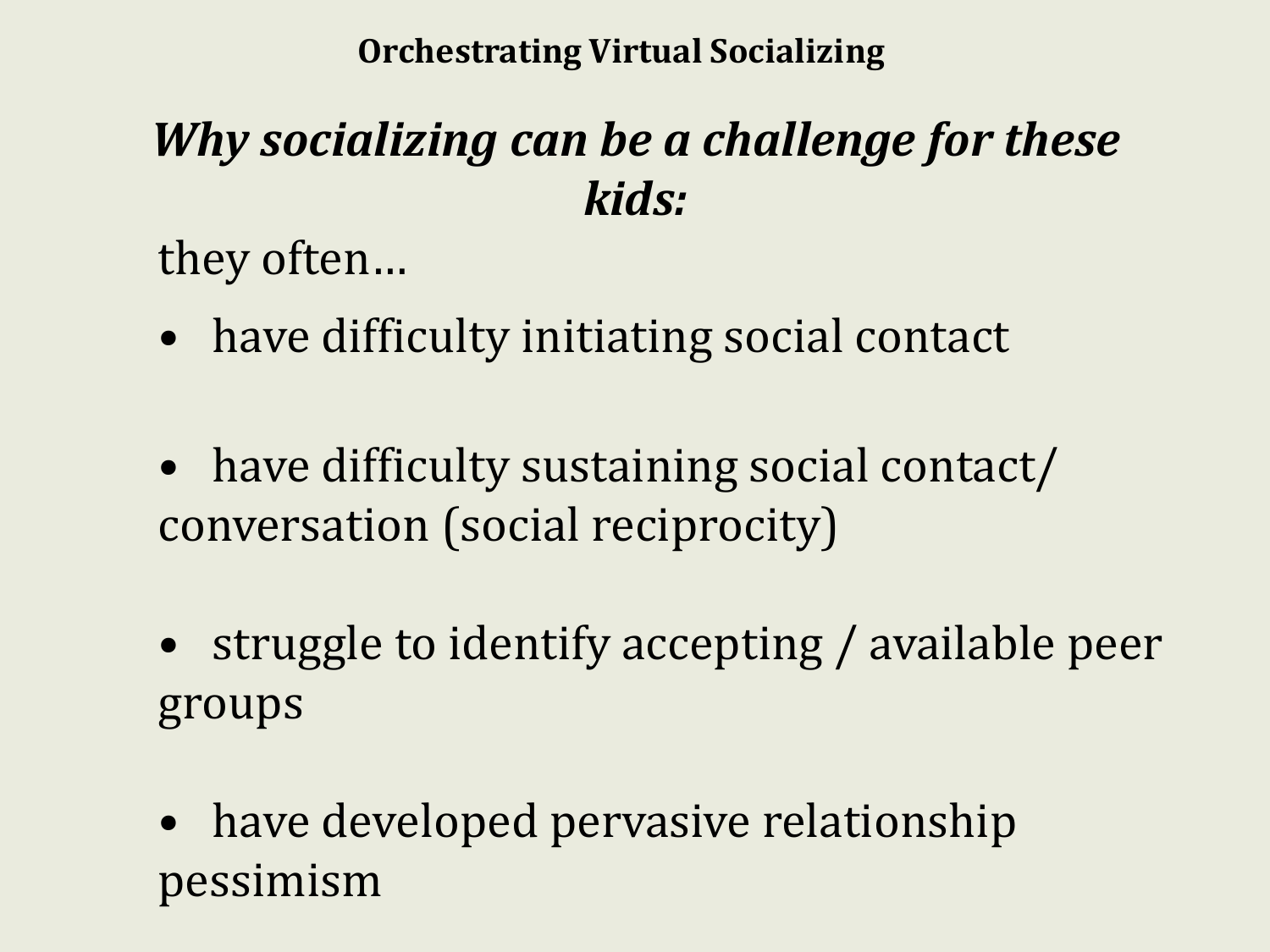**Orchestrating Virtual Socializing**

## *Why socializing can be a challenge for these kids:*

they often…

- have difficulty initiating social contact
- have difficulty sustaining social contact/ conversation (social reciprocity)
- struggle to identify accepting / available peer groups
- have developed pervasive relationship pessimism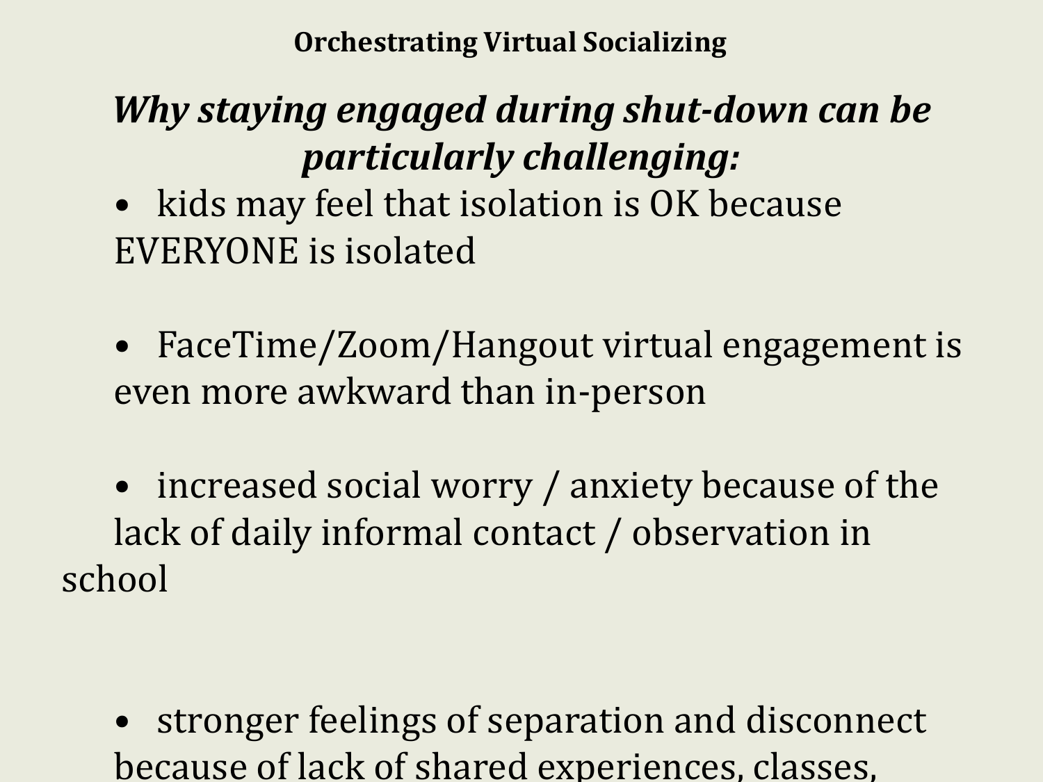## Orchestrating Virtual Socializing

### *Why staying engaged during shut-down can be particularly challenging:*

- kids may feel that isolation is OK because EVERYONE is isolated
- FaceTime/Zoom/Hangout virtual engagement is even more awkward than in-person
- increased social worry / anxiety because of the lack of daily informal contact / observation in school
- stronger feelings of separation and disconnect because of lack of shared experiences, classes,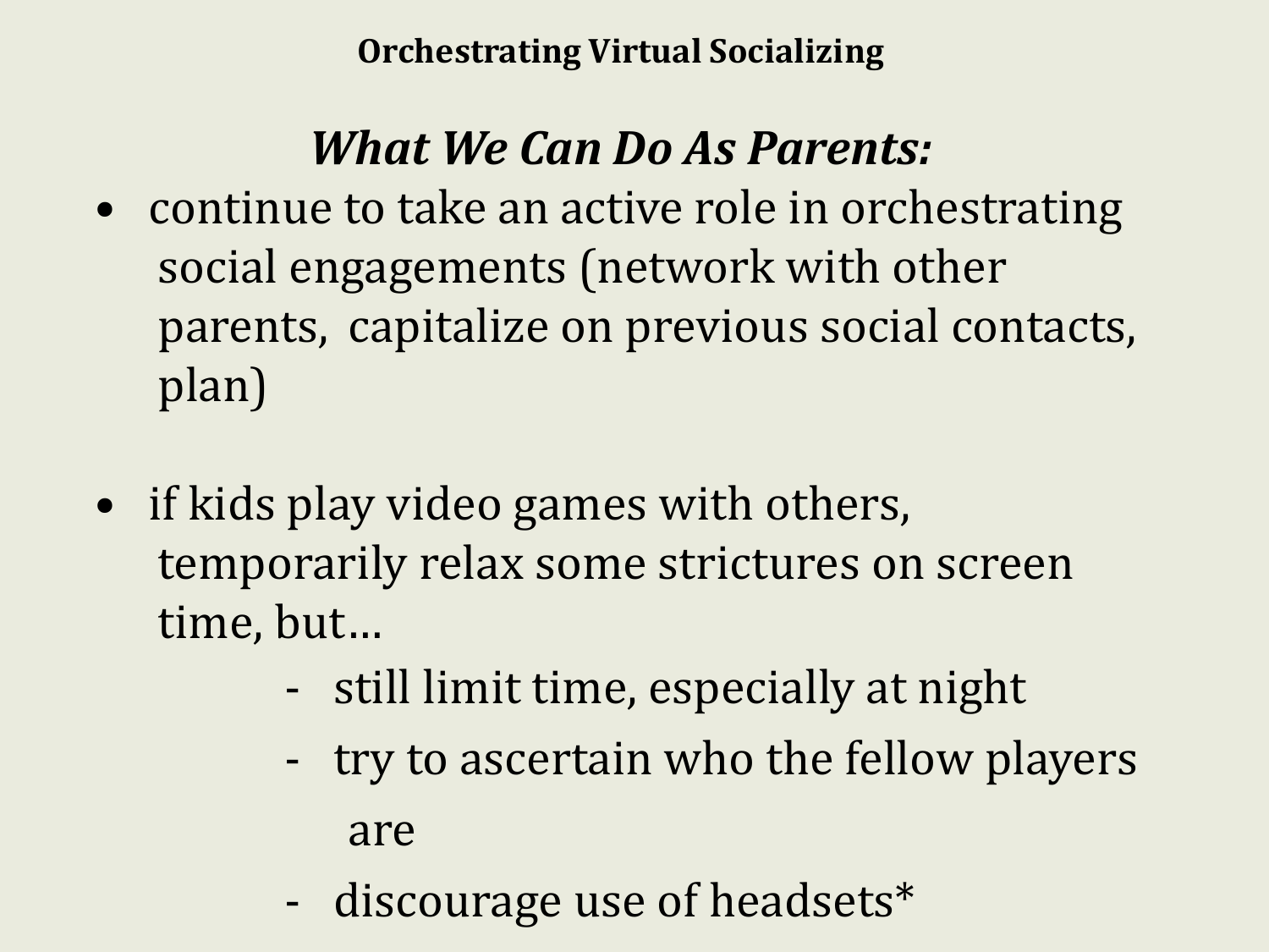**Orchestrating Virtual Socializing**

## *What We Can Do As Parents:*

- continue to take an active role in orchestrating social engagements (network with other parents, capitalize on previous social contacts, plan)

- if kids play video games with others, temporarily relax some strictures on screen time, but…
  - still limit time, especially at night
  - try to ascertain who the fellow players are
  - discourage use of headsets*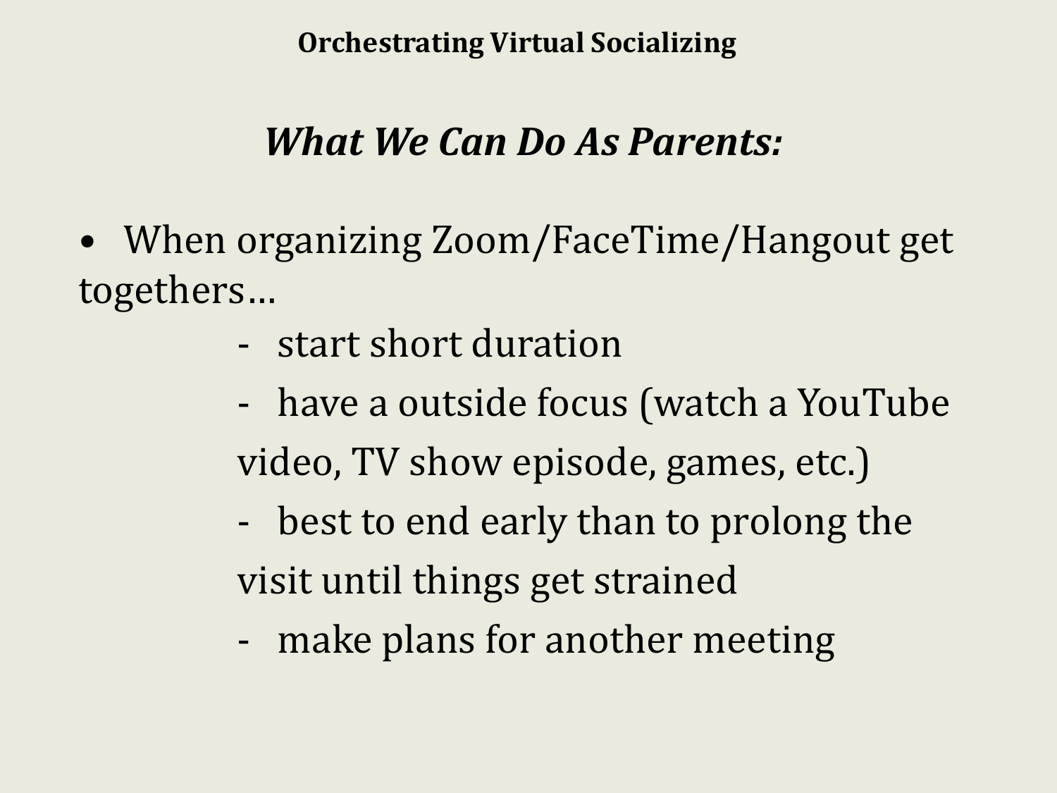## Orchestrating Virtual Socializing

### *What We Can Do As Parents:*

- When organizing Zoom/FaceTime/Hangout get togethers…
  - start short duration
  - have a outside focus (watch a YouTube video, TV show episode, games, etc.)
  - best to end early than to prolong the visit until things get strained
  - make plans for another meeting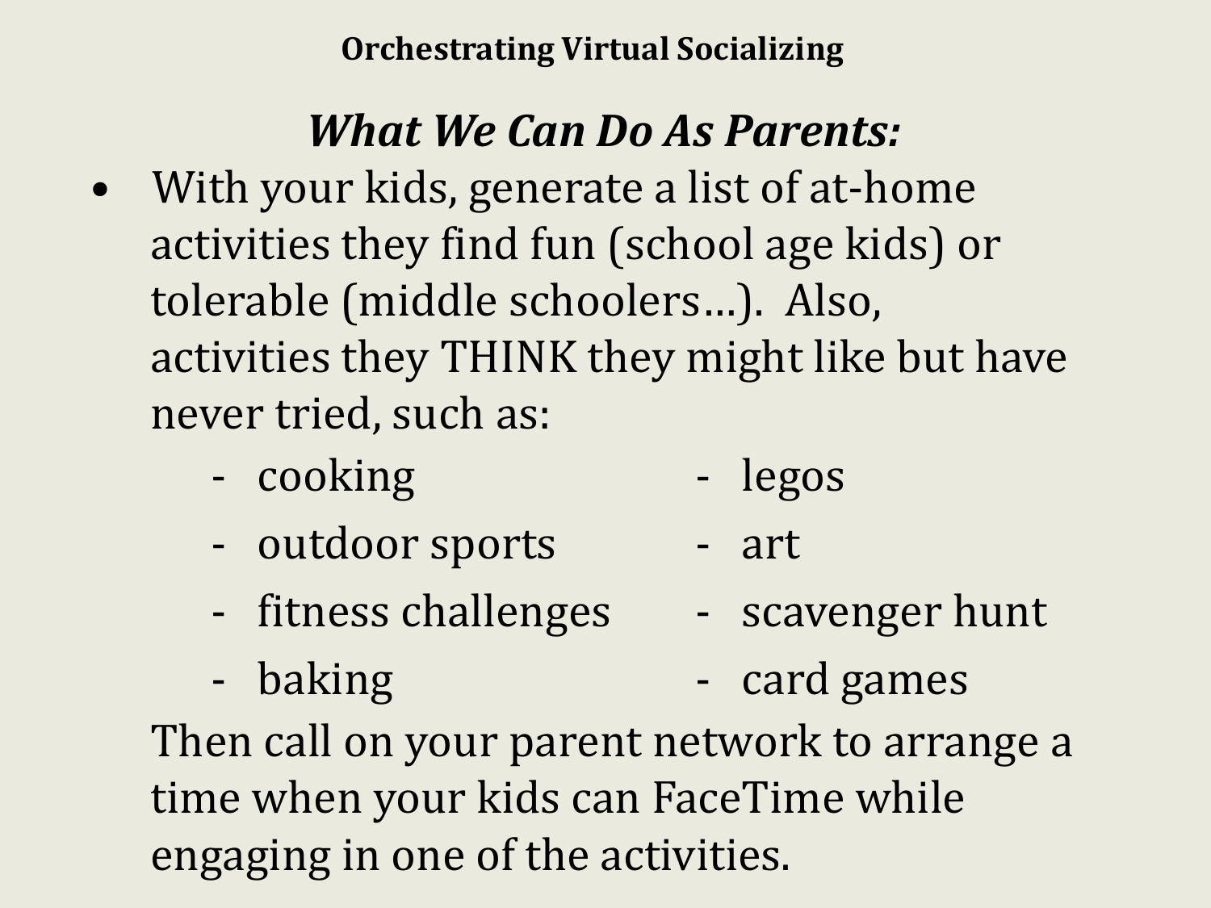## Orchestrating Virtual Socializing

### *What We Can Do As Parents:*

- With your kids, generate a list of at-home activities they find fun (school age kids) or tolerable (middle schoolers…). Also, activities they THINK they might like but have never tried, such as:
  - cooking
  - outdoor sports
  - fitness challenges
  - baking
  - legos
  - art
  - scavenger hunt
  - card games

  Then call on your parent network to arrange a time when your kids can FaceTime while engaging in one of the activities.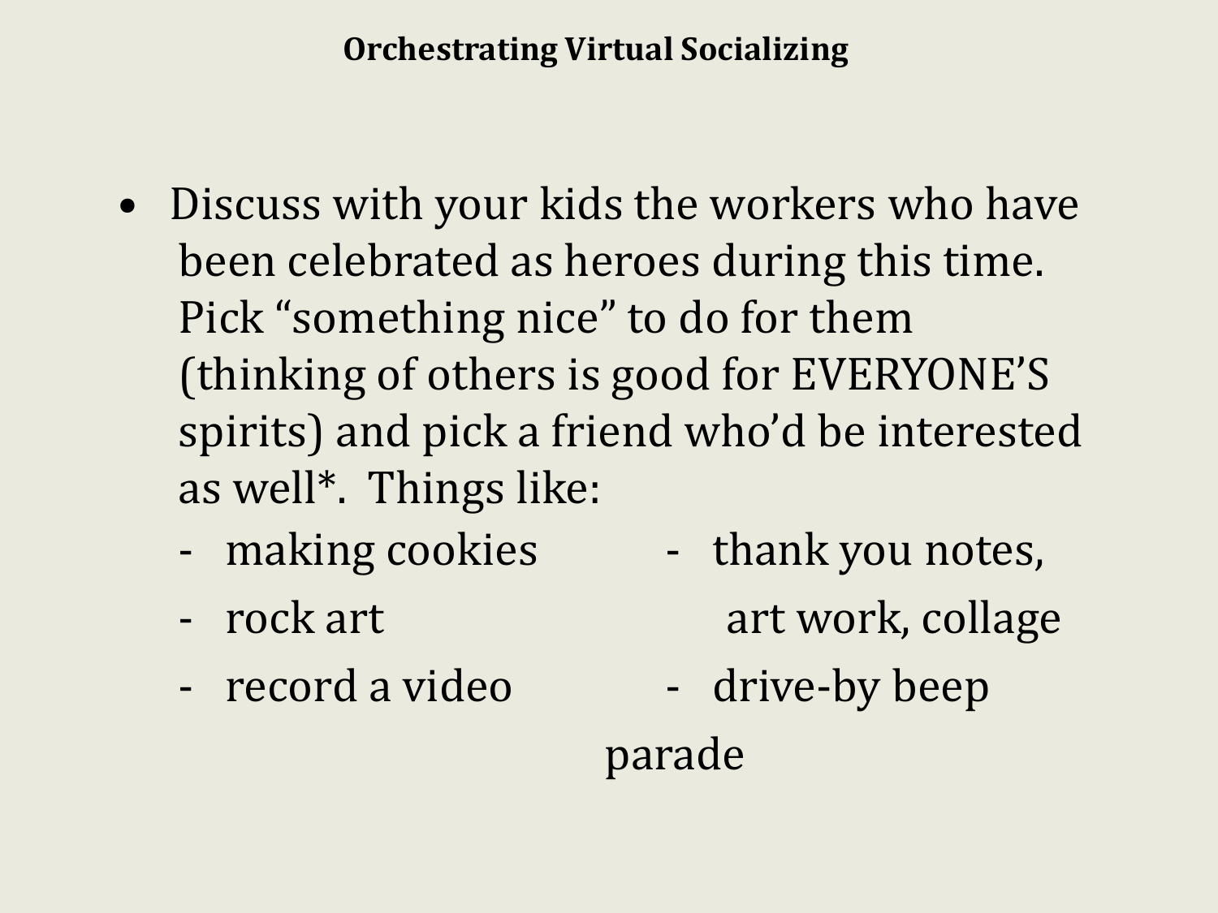## Orchestrating Virtual Socializing

- Discuss with your kids the workers who have been celebrated as heroes during this time. Pick "something nice" to do for them (thinking of others is good for EVERYONE'S spirits) and pick a friend who'd be interested as well*. Things like:
  - making cookies
  - rock art
  - record a video
  - thank you notes, art work, collage
  - drive-by beep parade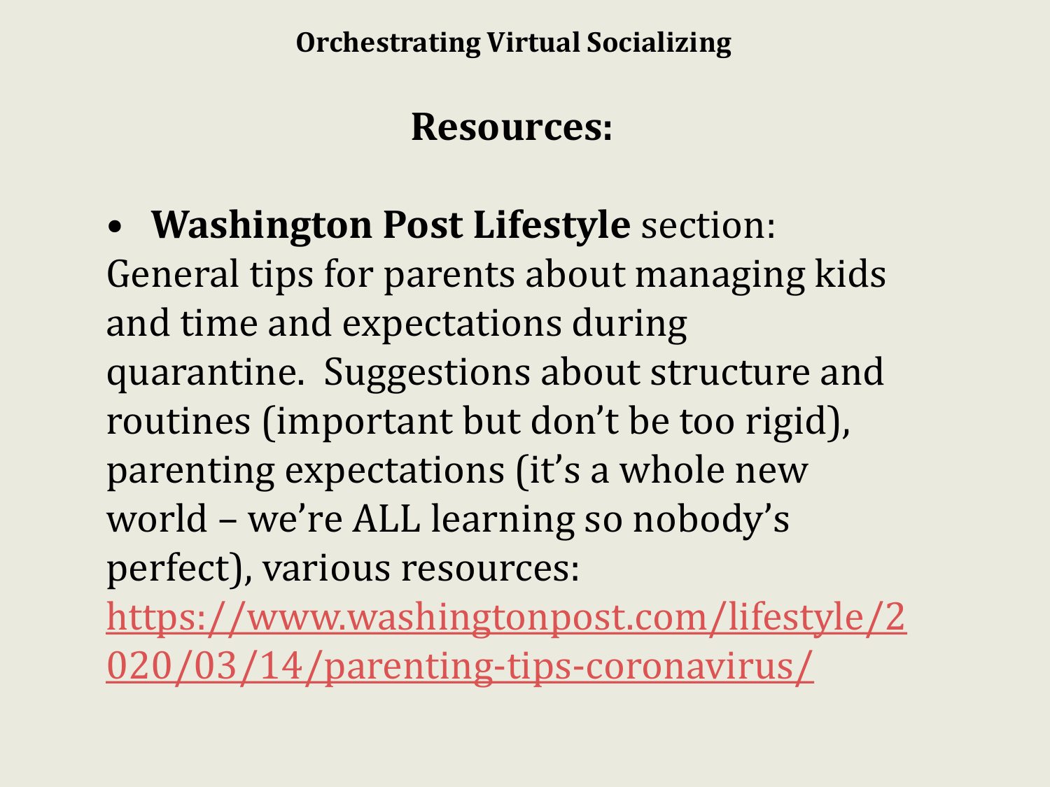Orchestrating Virtual Socializing

## Resources:

- **Washington Post Lifestyle** section:

General tips for parents about managing kids and time and expectations during quarantine. Suggestions about structure and routines (important but don't be too rigid), parenting expectations (it's a whole new world – we're ALL learning so nobody's perfect), various resources: https://www.washingtonpost.com/lifestyle/2020/03/14/parenting-tips-coronavirus/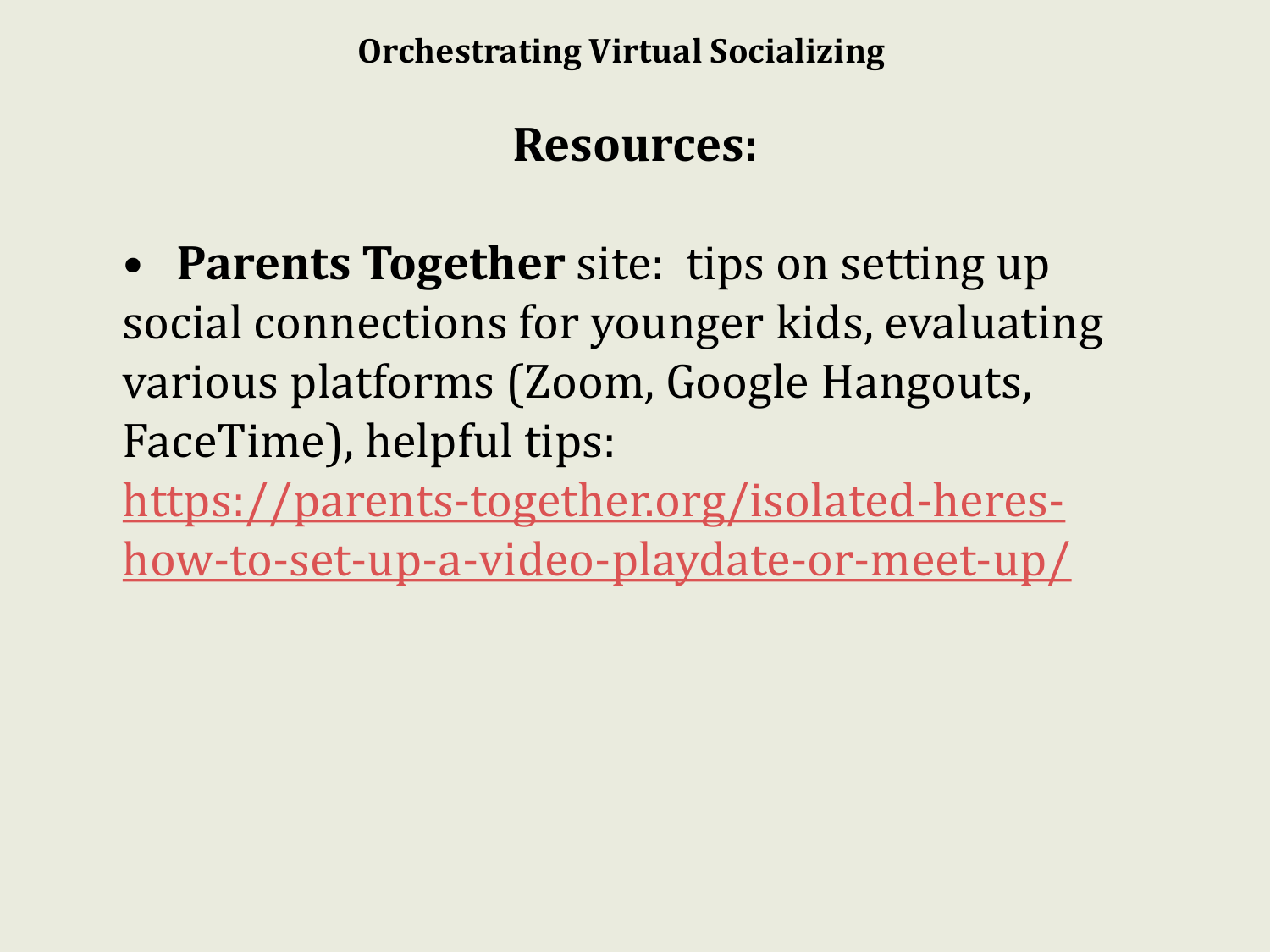# Orchestrating Virtual Socializing

## Resources:

- **Parents Together** site: tips on setting up social connections for younger kids, evaluating various platforms (Zoom, Google Hangouts, FaceTime), helpful tips: https://parents-together.org/isolated-heres-how-to-set-up-a-video-playdate-or-meet-up/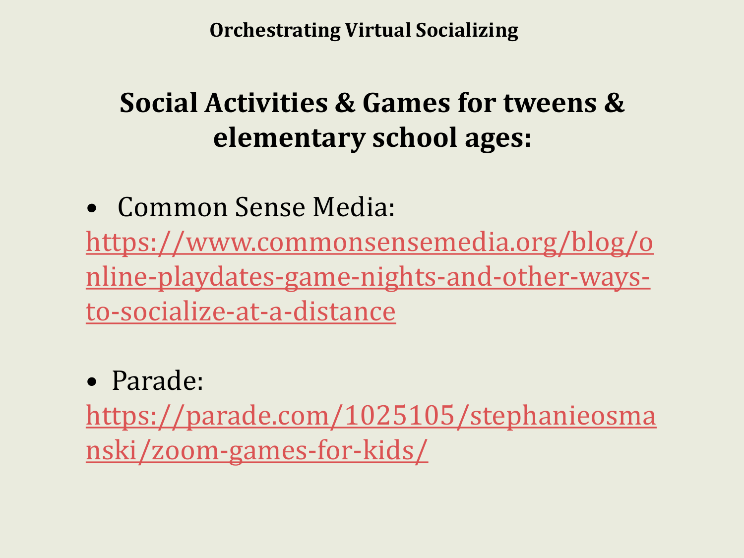**Orchestrating Virtual Socializing**

## Social Activities & Games for tweens & elementary school ages:

- Common Sense Media: https://www.commonsensemedia.org/blog/online-playdates-game-nights-and-other-ways-to-socialize-at-a-distance

- Parade: https://parade.com/1025105/stephanieosmanski/zoom-games-for-kids/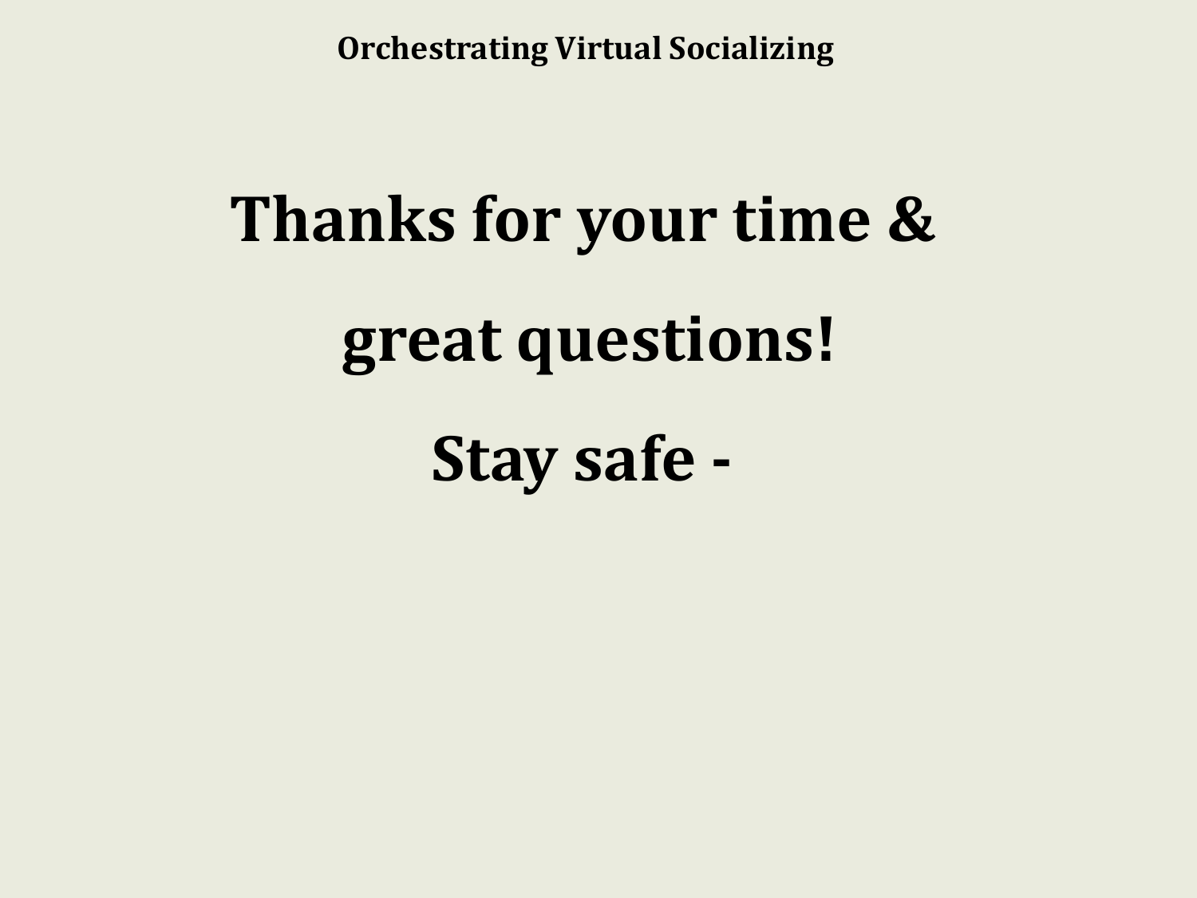# Thanks for your time & great questions!

# Stay safe -